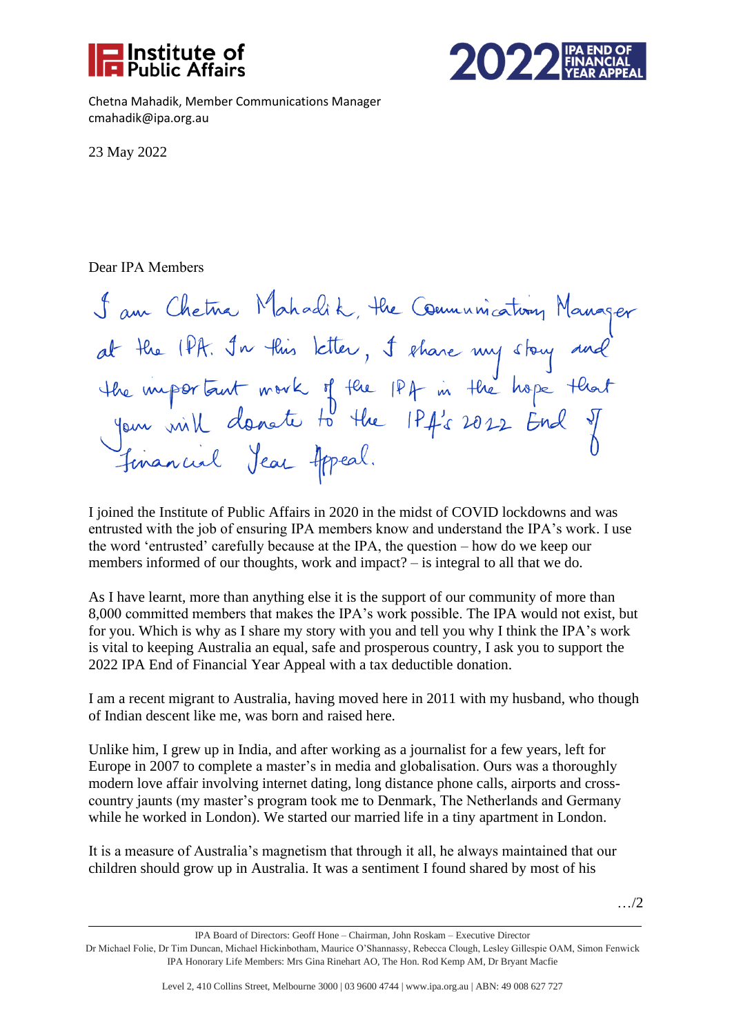Institute of Public Affairs

2022 IPA END OF FINANCIAL YEAR APPEAL

Chetna Mahadik, Member Communications Manager
cmahadik@ipa.org.au

23 May 2022

Dear IPA Members

I am Chetna Mahadik, the Communication Manager at the IPA. In this letter, I share my story and the important work of the IPA in the hope that you will donate to the IPA's 2022 End of Financial Year Appeal.

I joined the Institute of Public Affairs in 2020 in the midst of COVID lockdowns and was entrusted with the job of ensuring IPA members know and understand the IPA's work. I use the word 'entrusted' carefully because at the IPA, the question – how do we keep our members informed of our thoughts, work and impact? – is integral to all that we do.

As I have learnt, more than anything else it is the support of our community of more than 8,000 committed members that makes the IPA's work possible. The IPA would not exist, but for you. Which is why as I share my story with you and tell you why I think the IPA's work is vital to keeping Australia an equal, safe and prosperous country, I ask you to support the 2022 IPA End of Financial Year Appeal with a tax deductible donation.

I am a recent migrant to Australia, having moved here in 2011 with my husband, who though of Indian descent like me, was born and raised here.

Unlike him, I grew up in India, and after working as a journalist for a few years, left for Europe in 2007 to complete a master's in media and globalisation. Ours was a thoroughly modern love affair involving internet dating, long distance phone calls, airports and cross-country jaunts (my master's program took me to Denmark, The Netherlands and Germany while he worked in London). We started our married life in a tiny apartment in London.

It is a measure of Australia's magnetism that through it all, he always maintained that our children should grow up in Australia. It was a sentiment I found shared by most of his

…/2

IPA Board of Directors: Geoff Hone – Chairman, John Roskam – Executive Director
Dr Michael Folie, Dr Tim Duncan, Michael Hickinbotham, Maurice O'Shannassy, Rebecca Clough, Lesley Gillespie OAM, Simon Fenwick
IPA Honorary Life Members: Mrs Gina Rinehart AO, The Hon. Rod Kemp AM, Dr Bryant Macfie

Level 2, 410 Collins Street, Melbourne 3000 | 03 9600 4744 | www.ipa.org.au | ABN: 49 008 627 727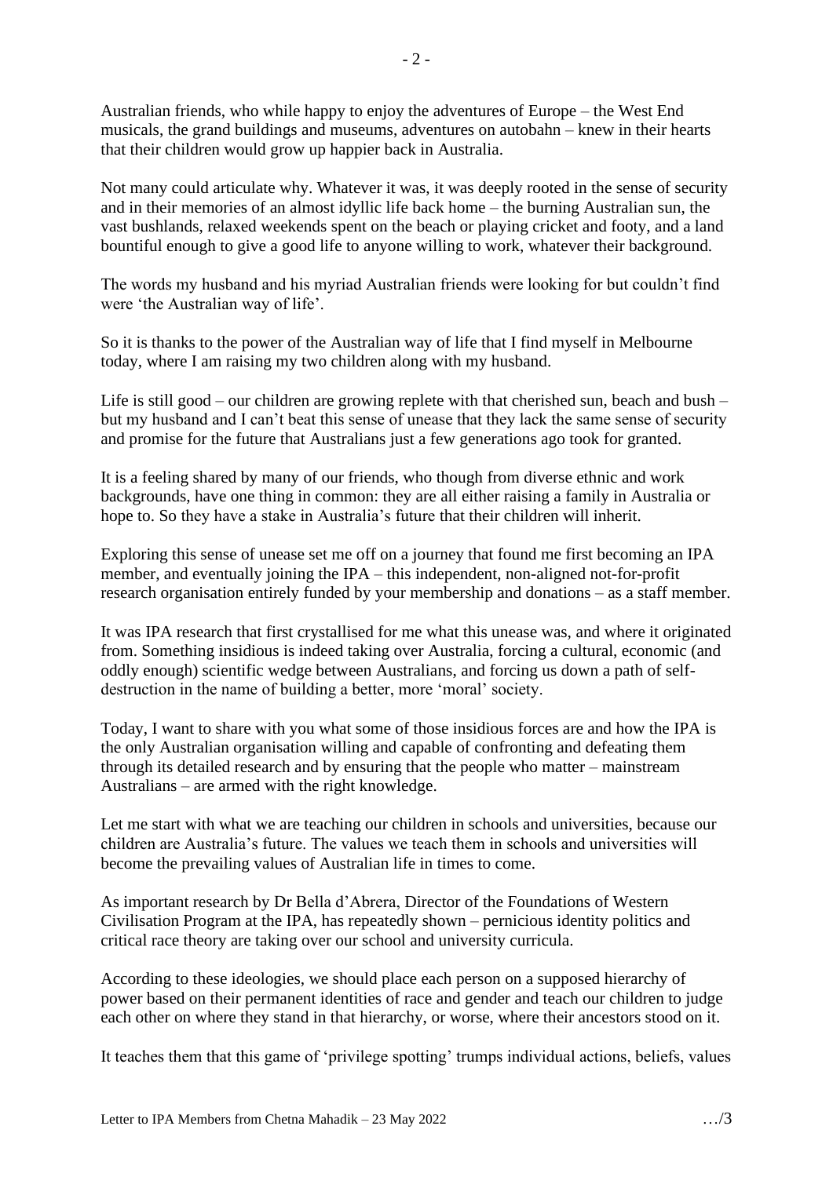Australian friends, who while happy to enjoy the adventures of Europe – the West End musicals, the grand buildings and museums, adventures on autobahn – knew in their hearts that their children would grow up happier back in Australia.

Not many could articulate why. Whatever it was, it was deeply rooted in the sense of security and in their memories of an almost idyllic life back home – the burning Australian sun, the vast bushlands, relaxed weekends spent on the beach or playing cricket and footy, and a land bountiful enough to give a good life to anyone willing to work, whatever their background.

The words my husband and his myriad Australian friends were looking for but couldn't find were 'the Australian way of life'.

So it is thanks to the power of the Australian way of life that I find myself in Melbourne today, where I am raising my two children along with my husband.

Life is still good – our children are growing replete with that cherished sun, beach and bush – but my husband and I can't beat this sense of unease that they lack the same sense of security and promise for the future that Australians just a few generations ago took for granted.

It is a feeling shared by many of our friends, who though from diverse ethnic and work backgrounds, have one thing in common: they are all either raising a family in Australia or hope to. So they have a stake in Australia's future that their children will inherit.

Exploring this sense of unease set me off on a journey that found me first becoming an IPA member, and eventually joining the IPA – this independent, non-aligned not-for-profit research organisation entirely funded by your membership and donations – as a staff member.

It was IPA research that first crystallised for me what this unease was, and where it originated from. Something insidious is indeed taking over Australia, forcing a cultural, economic (and oddly enough) scientific wedge between Australians, and forcing us down a path of self-destruction in the name of building a better, more 'moral' society.

Today, I want to share with you what some of those insidious forces are and how the IPA is the only Australian organisation willing and capable of confronting and defeating them through its detailed research and by ensuring that the people who matter – mainstream Australians – are armed with the right knowledge.

Let me start with what we are teaching our children in schools and universities, because our children are Australia's future. The values we teach them in schools and universities will become the prevailing values of Australian life in times to come.

As important research by Dr Bella d'Abrera, Director of the Foundations of Western Civilisation Program at the IPA, has repeatedly shown – pernicious identity politics and critical race theory are taking over our school and university curricula.

According to these ideologies, we should place each person on a supposed hierarchy of power based on their permanent identities of race and gender and teach our children to judge each other on where they stand in that hierarchy, or worse, where their ancestors stood on it.

It teaches them that this game of 'privilege spotting' trumps individual actions, beliefs, values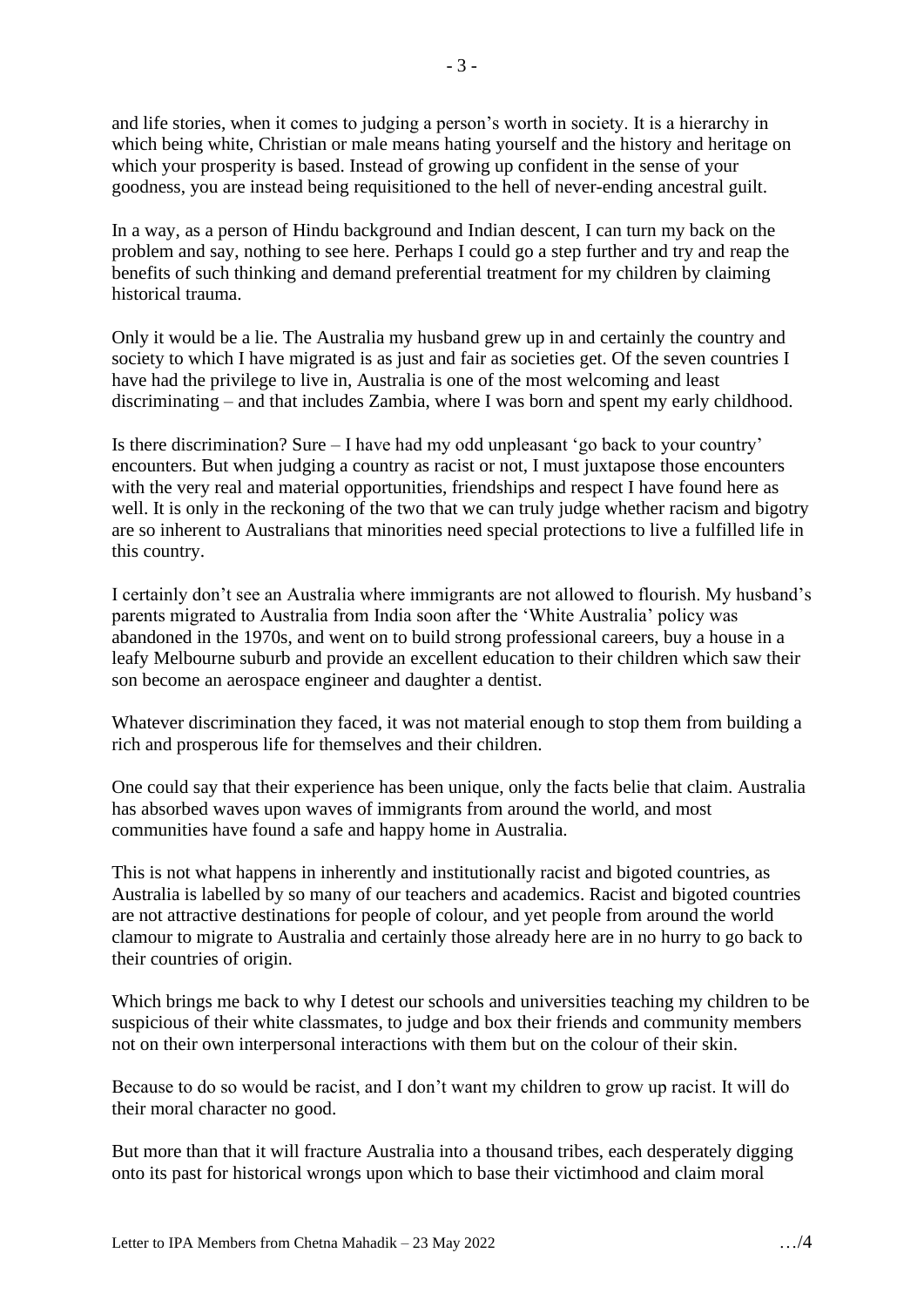and life stories, when it comes to judging a person's worth in society. It is a hierarchy in which being white, Christian or male means hating yourself and the history and heritage on which your prosperity is based. Instead of growing up confident in the sense of your goodness, you are instead being requisitioned to the hell of never-ending ancestral guilt.

In a way, as a person of Hindu background and Indian descent, I can turn my back on the problem and say, nothing to see here. Perhaps I could go a step further and try and reap the benefits of such thinking and demand preferential treatment for my children by claiming historical trauma.

Only it would be a lie. The Australia my husband grew up in and certainly the country and society to which I have migrated is as just and fair as societies get. Of the seven countries I have had the privilege to live in, Australia is one of the most welcoming and least discriminating – and that includes Zambia, where I was born and spent my early childhood.

Is there discrimination? Sure – I have had my odd unpleasant 'go back to your country' encounters. But when judging a country as racist or not, I must juxtapose those encounters with the very real and material opportunities, friendships and respect I have found here as well. It is only in the reckoning of the two that we can truly judge whether racism and bigotry are so inherent to Australians that minorities need special protections to live a fulfilled life in this country.

I certainly don't see an Australia where immigrants are not allowed to flourish. My husband's parents migrated to Australia from India soon after the 'White Australia' policy was abandoned in the 1970s, and went on to build strong professional careers, buy a house in a leafy Melbourne suburb and provide an excellent education to their children which saw their son become an aerospace engineer and daughter a dentist.

Whatever discrimination they faced, it was not material enough to stop them from building a rich and prosperous life for themselves and their children.

One could say that their experience has been unique, only the facts belie that claim. Australia has absorbed waves upon waves of immigrants from around the world, and most communities have found a safe and happy home in Australia.

This is not what happens in inherently and institutionally racist and bigoted countries, as Australia is labelled by so many of our teachers and academics. Racist and bigoted countries are not attractive destinations for people of colour, and yet people from around the world clamour to migrate to Australia and certainly those already here are in no hurry to go back to their countries of origin.

Which brings me back to why I detest our schools and universities teaching my children to be suspicious of their white classmates, to judge and box their friends and community members not on their own interpersonal interactions with them but on the colour of their skin.

Because to do so would be racist, and I don't want my children to grow up racist. It will do their moral character no good.

But more than that it will fracture Australia into a thousand tribes, each desperately digging onto its past for historical wrongs upon which to base their victimhood and claim moral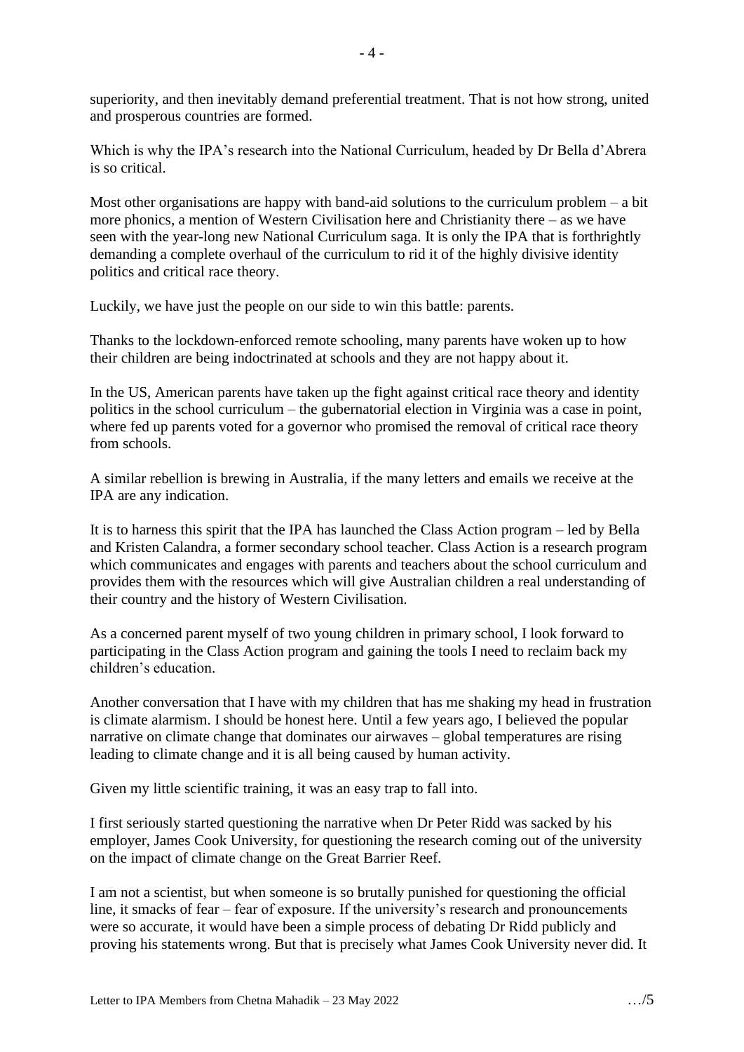superiority, and then inevitably demand preferential treatment. That is not how strong, united and prosperous countries are formed.

Which is why the IPA's research into the National Curriculum, headed by Dr Bella d'Abrera is so critical.

Most other organisations are happy with band-aid solutions to the curriculum problem – a bit more phonics, a mention of Western Civilisation here and Christianity there – as we have seen with the year-long new National Curriculum saga. It is only the IPA that is forthrightly demanding a complete overhaul of the curriculum to rid it of the highly divisive identity politics and critical race theory.

Luckily, we have just the people on our side to win this battle: parents.

Thanks to the lockdown-enforced remote schooling, many parents have woken up to how their children are being indoctrinated at schools and they are not happy about it.

In the US, American parents have taken up the fight against critical race theory and identity politics in the school curriculum – the gubernatorial election in Virginia was a case in point, where fed up parents voted for a governor who promised the removal of critical race theory from schools.

A similar rebellion is brewing in Australia, if the many letters and emails we receive at the IPA are any indication.

It is to harness this spirit that the IPA has launched the Class Action program – led by Bella and Kristen Calandra, a former secondary school teacher. Class Action is a research program which communicates and engages with parents and teachers about the school curriculum and provides them with the resources which will give Australian children a real understanding of their country and the history of Western Civilisation.

As a concerned parent myself of two young children in primary school, I look forward to participating in the Class Action program and gaining the tools I need to reclaim back my children's education.

Another conversation that I have with my children that has me shaking my head in frustration is climate alarmism. I should be honest here. Until a few years ago, I believed the popular narrative on climate change that dominates our airwaves – global temperatures are rising leading to climate change and it is all being caused by human activity.

Given my little scientific training, it was an easy trap to fall into.

I first seriously started questioning the narrative when Dr Peter Ridd was sacked by his employer, James Cook University, for questioning the research coming out of the university on the impact of climate change on the Great Barrier Reef.

I am not a scientist, but when someone is so brutally punished for questioning the official line, it smacks of fear – fear of exposure. If the university's research and pronouncements were so accurate, it would have been a simple process of debating Dr Ridd publicly and proving his statements wrong. But that is precisely what James Cook University never did. It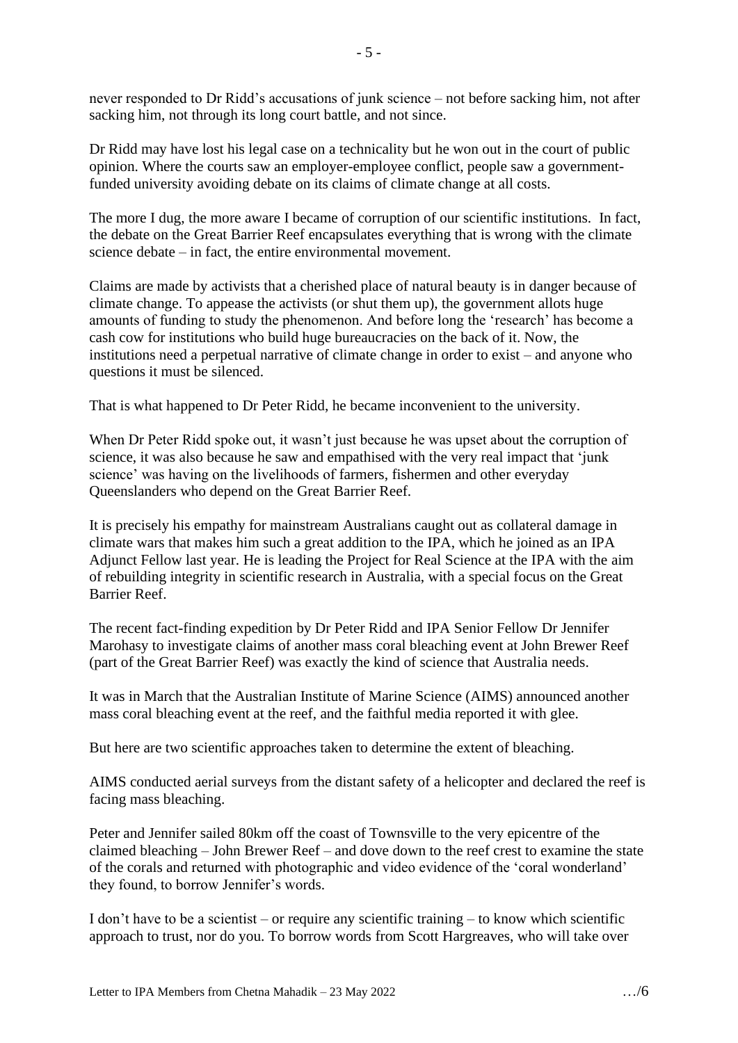never responded to Dr Ridd's accusations of junk science – not before sacking him, not after sacking him, not through its long court battle, and not since.

Dr Ridd may have lost his legal case on a technicality but he won out in the court of public opinion. Where the courts saw an employer-employee conflict, people saw a government-funded university avoiding debate on its claims of climate change at all costs.

The more I dug, the more aware I became of corruption of our scientific institutions. In fact, the debate on the Great Barrier Reef encapsulates everything that is wrong with the climate science debate – in fact, the entire environmental movement.

Claims are made by activists that a cherished place of natural beauty is in danger because of climate change. To appease the activists (or shut them up), the government allots huge amounts of funding to study the phenomenon. And before long the 'research' has become a cash cow for institutions who build huge bureaucracies on the back of it. Now, the institutions need a perpetual narrative of climate change in order to exist – and anyone who questions it must be silenced.

That is what happened to Dr Peter Ridd, he became inconvenient to the university.

When Dr Peter Ridd spoke out, it wasn't just because he was upset about the corruption of science, it was also because he saw and empathised with the very real impact that 'junk science' was having on the livelihoods of farmers, fishermen and other everyday Queenslanders who depend on the Great Barrier Reef.

It is precisely his empathy for mainstream Australians caught out as collateral damage in climate wars that makes him such a great addition to the IPA, which he joined as an IPA Adjunct Fellow last year. He is leading the Project for Real Science at the IPA with the aim of rebuilding integrity in scientific research in Australia, with a special focus on the Great Barrier Reef.

The recent fact-finding expedition by Dr Peter Ridd and IPA Senior Fellow Dr Jennifer Marohasy to investigate claims of another mass coral bleaching event at John Brewer Reef (part of the Great Barrier Reef) was exactly the kind of science that Australia needs.

It was in March that the Australian Institute of Marine Science (AIMS) announced another mass coral bleaching event at the reef, and the faithful media reported it with glee.

But here are two scientific approaches taken to determine the extent of bleaching.

AIMS conducted aerial surveys from the distant safety of a helicopter and declared the reef is facing mass bleaching.

Peter and Jennifer sailed 80km off the coast of Townsville to the very epicentre of the claimed bleaching – John Brewer Reef – and dove down to the reef crest to examine the state of the corals and returned with photographic and video evidence of the 'coral wonderland' they found, to borrow Jennifer's words.

I don't have to be a scientist – or require any scientific training – to know which scientific approach to trust, nor do you. To borrow words from Scott Hargreaves, who will take over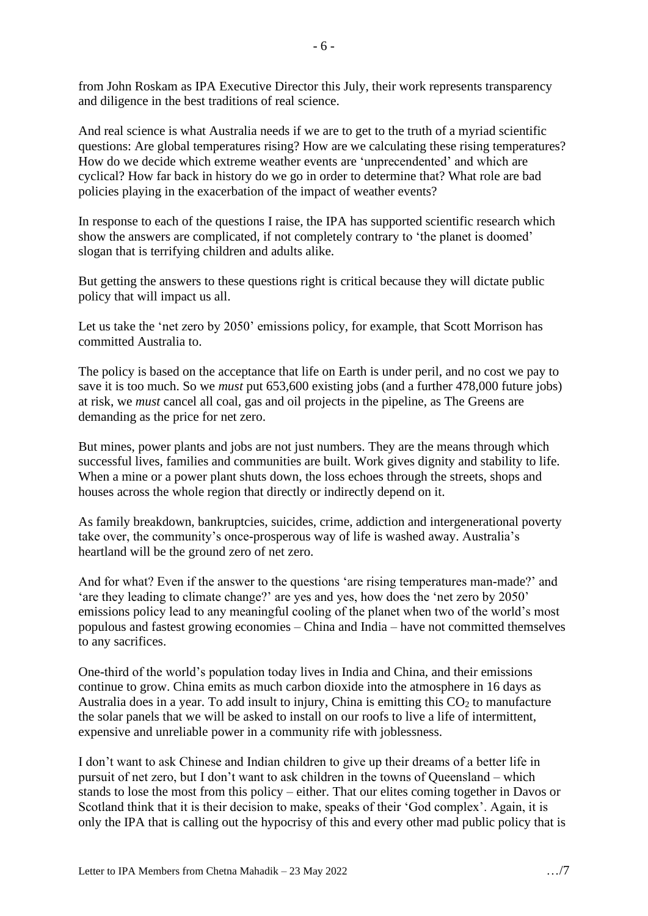from John Roskam as IPA Executive Director this July, their work represents transparency and diligence in the best traditions of real science.

And real science is what Australia needs if we are to get to the truth of a myriad scientific questions: Are global temperatures rising? How are we calculating these rising temperatures? How do we decide which extreme weather events are 'unprecendented' and which are cyclical? How far back in history do we go in order to determine that? What role are bad policies playing in the exacerbation of the impact of weather events?

In response to each of the questions I raise, the IPA has supported scientific research which show the answers are complicated, if not completely contrary to 'the planet is doomed' slogan that is terrifying children and adults alike.

But getting the answers to these questions right is critical because they will dictate public policy that will impact us all.

Let us take the 'net zero by 2050' emissions policy, for example, that Scott Morrison has committed Australia to.

The policy is based on the acceptance that life on Earth is under peril, and no cost we pay to save it is too much. So we *must* put 653,600 existing jobs (and a further 478,000 future jobs) at risk, we *must* cancel all coal, gas and oil projects in the pipeline, as The Greens are demanding as the price for net zero.

But mines, power plants and jobs are not just numbers. They are the means through which successful lives, families and communities are built. Work gives dignity and stability to life. When a mine or a power plant shuts down, the loss echoes through the streets, shops and houses across the whole region that directly or indirectly depend on it.

As family breakdown, bankruptcies, suicides, crime, addiction and intergenerational poverty take over, the community's once-prosperous way of life is washed away. Australia's heartland will be the ground zero of net zero.

And for what? Even if the answer to the questions 'are rising temperatures man-made?' and 'are they leading to climate change?' are yes and yes, how does the 'net zero by 2050' emissions policy lead to any meaningful cooling of the planet when two of the world's most populous and fastest growing economies – China and India – have not committed themselves to any sacrifices.

One-third of the world's population today lives in India and China, and their emissions continue to grow. China emits as much carbon dioxide into the atmosphere in 16 days as Australia does in a year. To add insult to injury, China is emitting this $CO_2$ to manufacture the solar panels that we will be asked to install on our roofs to live a life of intermittent, expensive and unreliable power in a community rife with joblessness.

I don't want to ask Chinese and Indian children to give up their dreams of a better life in pursuit of net zero, but I don't want to ask children in the towns of Queensland – which stands to lose the most from this policy – either. That our elites coming together in Davos or Scotland think that it is their decision to make, speaks of their 'God complex'. Again, it is only the IPA that is calling out the hypocrisy of this and every other mad public policy that is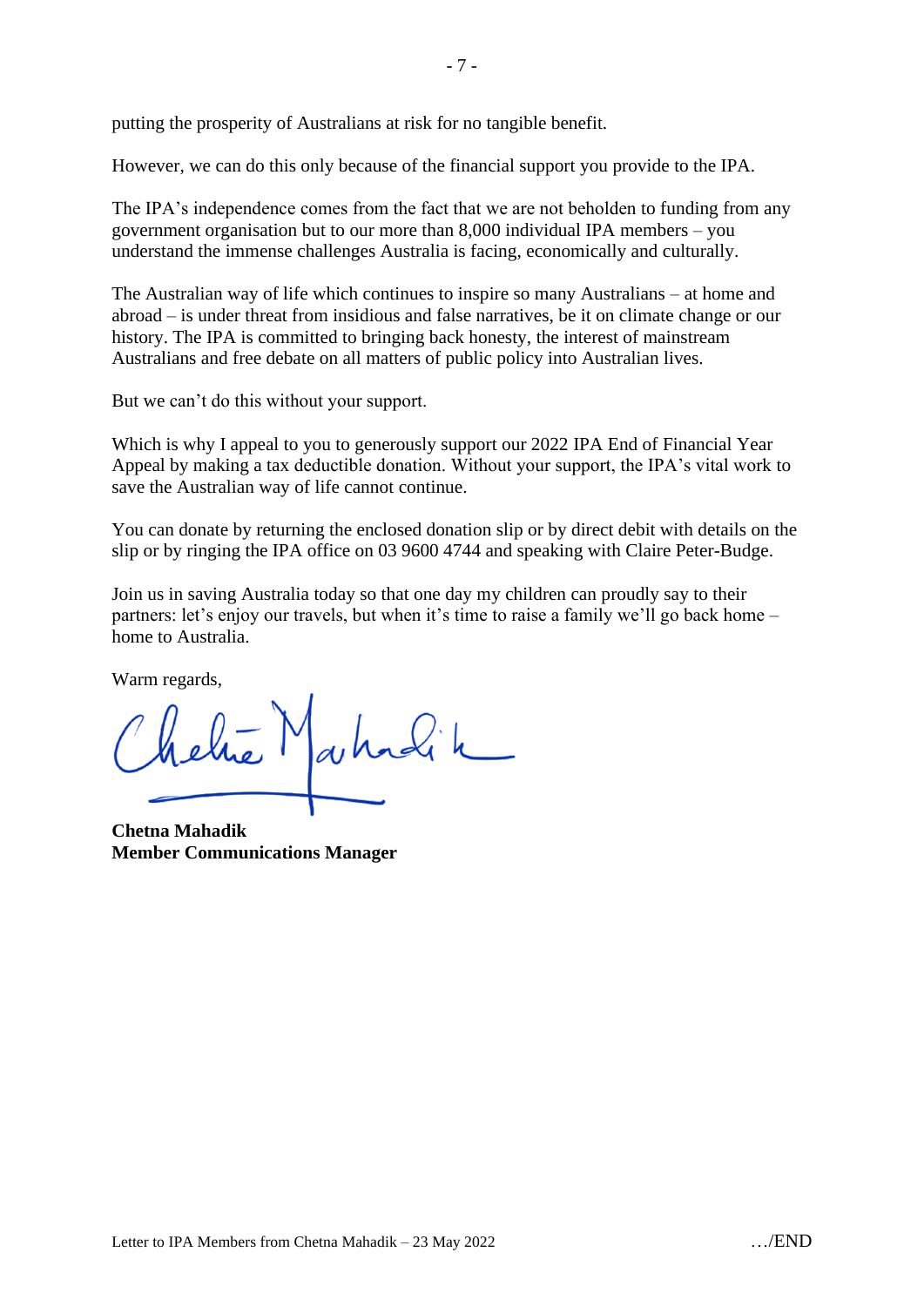putting the prosperity of Australians at risk for no tangible benefit.

However, we can do this only because of the financial support you provide to the IPA.

The IPA's independence comes from the fact that we are not beholden to funding from any government organisation but to our more than 8,000 individual IPA members – you understand the immense challenges Australia is facing, economically and culturally.

The Australian way of life which continues to inspire so many Australians – at home and abroad – is under threat from insidious and false narratives, be it on climate change or our history. The IPA is committed to bringing back honesty, the interest of mainstream Australians and free debate on all matters of public policy into Australian lives.

But we can't do this without your support.

Which is why I appeal to you to generously support our 2022 IPA End of Financial Year Appeal by making a tax deductible donation. Without your support, the IPA's vital work to save the Australian way of life cannot continue.

You can donate by returning the enclosed donation slip or by direct debit with details on the slip or by ringing the IPA office on 03 9600 4744 and speaking with Claire Peter-Budge.

Join us in saving Australia today so that one day my children can proudly say to their partners: let's enjoy our travels, but when it's time to raise a family we'll go back home – home to Australia.

Warm regards,

**Chetna Mahadik**
**Member Communications Manager**

Letter to IPA Members from Chetna Mahadik – 23 May 2022 …/END